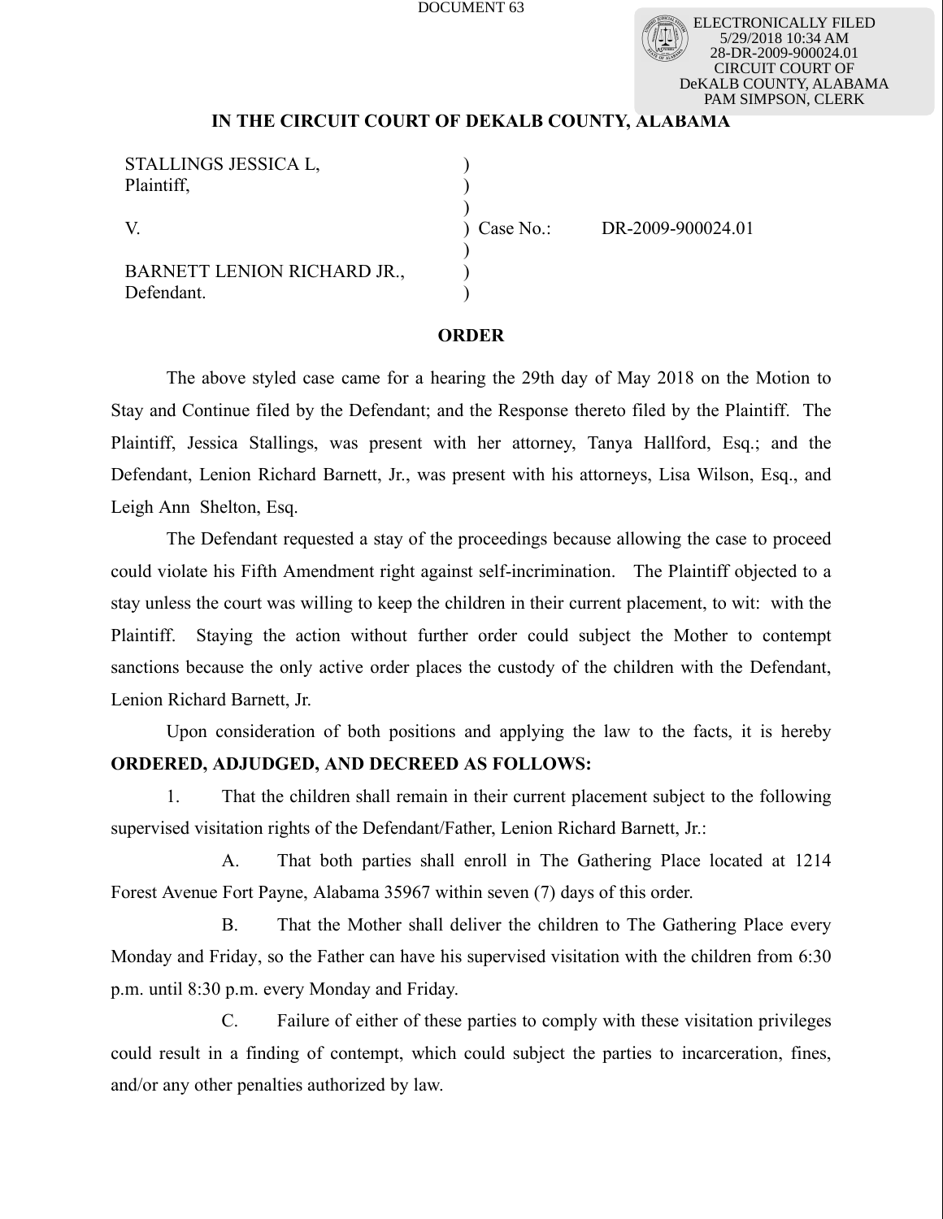DOCUMENT 63

ELECTRONICALLY FILED
5/29/2018 10:34 AM
28-DR-2009-900024.01
CIRCUIT COURT OF
DeKALB COUNTY, ALABAMA
PAM SIMPSON, CLERK

**IN THE CIRCUIT COURT OF DEKALB COUNTY, ALABAMA**

| | | |
|---|---|---|
| STALLINGS JESSICA L,<br>Plaintiff, | ) | |
| V. | ) Case No.: | DR-2009-900024.01 |
| BARNETT LENION RICHARD JR.,<br>Defendant. | ) | |

**ORDER**

The above styled case came for a hearing the 29th day of May 2018 on the Motion to Stay and Continue filed by the Defendant; and the Response thereto filed by the Plaintiff. The Plaintiff, Jessica Stallings, was present with her attorney, Tanya Hallford, Esq.; and the Defendant, Lenion Richard Barnett, Jr., was present with his attorneys, Lisa Wilson, Esq., and Leigh Ann Shelton, Esq.

The Defendant requested a stay of the proceedings because allowing the case to proceed could violate his Fifth Amendment right against self-incrimination. The Plaintiff objected to a stay unless the court was willing to keep the children in their current placement, to wit: with the Plaintiff. Staying the action without further order could subject the Mother to contempt sanctions because the only active order places the custody of the children with the Defendant, Lenion Richard Barnett, Jr.

Upon consideration of both positions and applying the law to the facts, it is hereby **ORDERED, ADJUDGED, AND DECREED AS FOLLOWS:**

1. That the children shall remain in their current placement subject to the following supervised visitation rights of the Defendant/Father, Lenion Richard Barnett, Jr.:

   A. That both parties shall enroll in The Gathering Place located at 1214 Forest Avenue Fort Payne, Alabama 35967 within seven (7) days of this order.

   B. That the Mother shall deliver the children to The Gathering Place every Monday and Friday, so the Father can have his supervised visitation with the children from 6:30 p.m. until 8:30 p.m. every Monday and Friday.

   C. Failure of either of these parties to comply with these visitation privileges could result in a finding of contempt, which could subject the parties to incarceration, fines, and/or any other penalties authorized by law.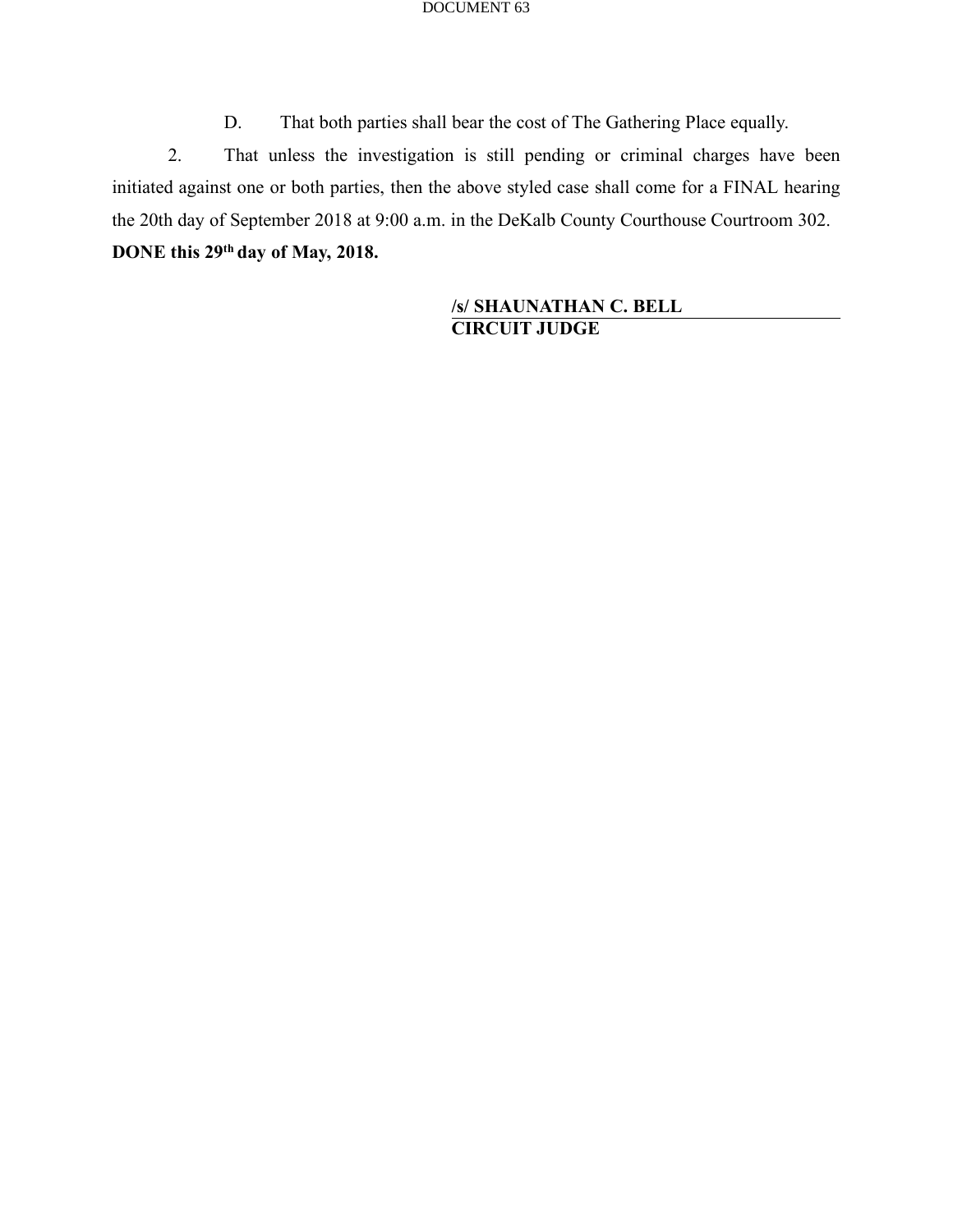D. That both parties shall bear the cost of The Gathering Place equally.

2. That unless the investigation is still pending or criminal charges have been initiated against one or both parties, then the above styled case shall come for a FINAL hearing the 20th day of September 2018 at 9:00 a.m. in the DeKalb County Courthouse Courtroom 302.

**DONE this 29th day of May, 2018.**

**/s/ SHAUNATHAN C. BELL**
**CIRCUIT JUDGE**